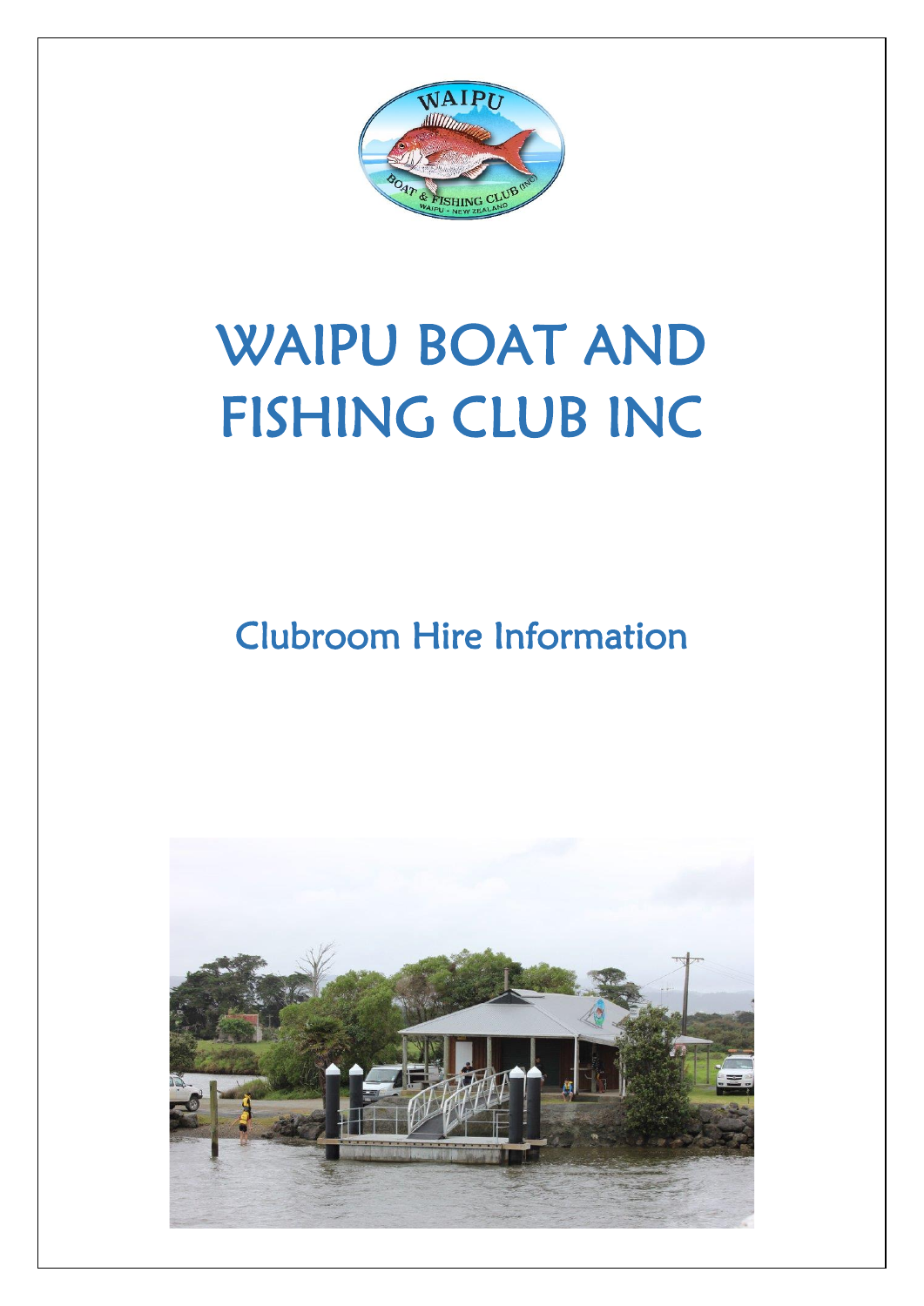# WAIPU BOAT AND FISHING CLUB INC

## Clubroom Hire Information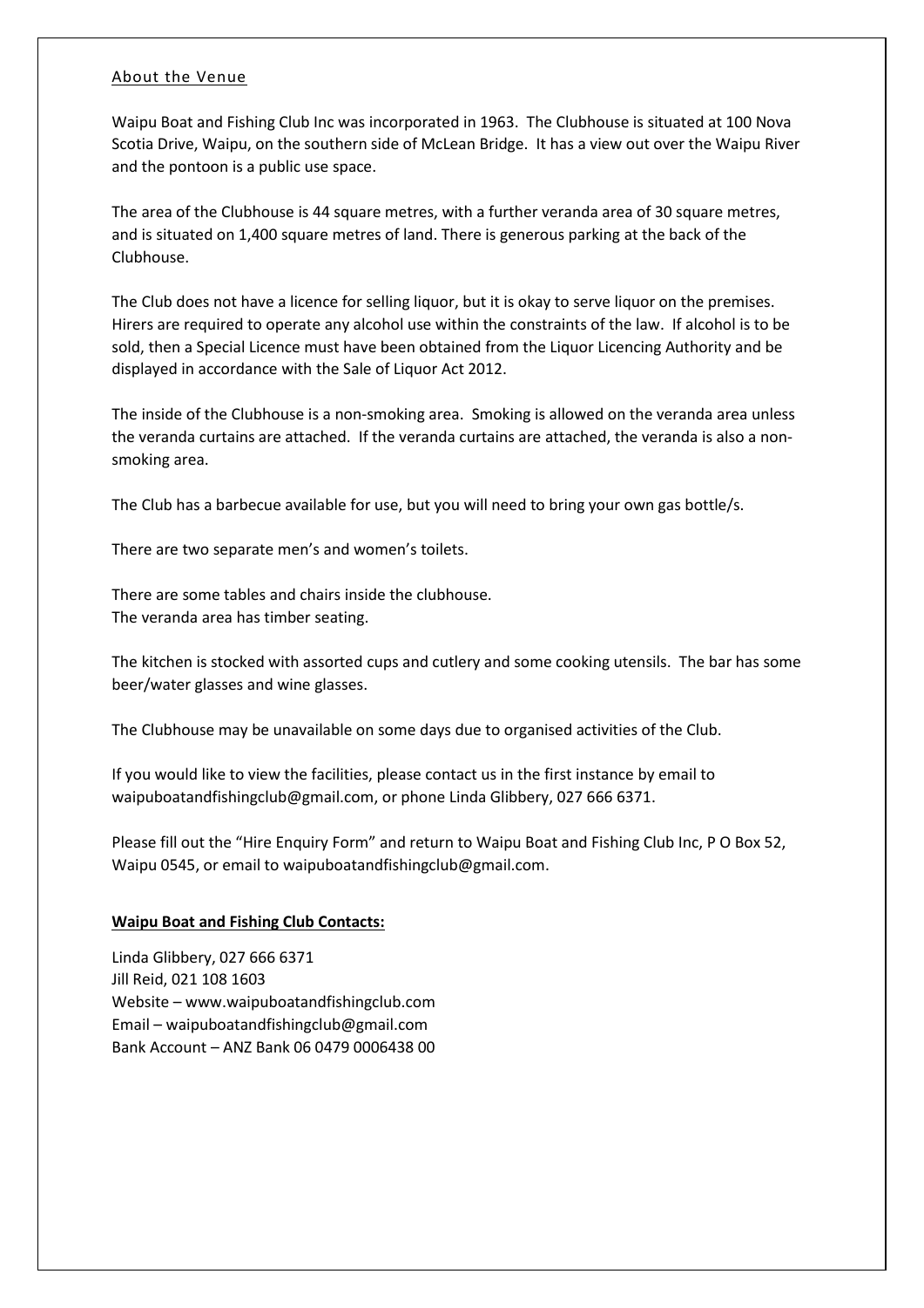## About the Venue

Waipu Boat and Fishing Club Inc was incorporated in 1963. The Clubhouse is situated at 100 Nova Scotia Drive, Waipu, on the southern side of McLean Bridge. It has a view out over the Waipu River and the pontoon is a public use space.

The area of the Clubhouse is 44 square metres, with a further veranda area of 30 square metres, and is situated on 1,400 square metres of land. There is generous parking at the back of the Clubhouse.

The Club does not have a licence for selling liquor, but it is okay to serve liquor on the premises. Hirers are required to operate any alcohol use within the constraints of the law. If alcohol is to be sold, then a Special Licence must have been obtained from the Liquor Licencing Authority and be displayed in accordance with the Sale of Liquor Act 2012.

The inside of the Clubhouse is a non-smoking area. Smoking is allowed on the veranda area unless the veranda curtains are attached. If the veranda curtains are attached, the veranda is also a non-smoking area.

The Club has a barbecue available for use, but you will need to bring your own gas bottle/s.

There are two separate men's and women's toilets.

There are some tables and chairs inside the clubhouse.
The veranda area has timber seating.

The kitchen is stocked with assorted cups and cutlery and some cooking utensils. The bar has some beer/water glasses and wine glasses.

The Clubhouse may be unavailable on some days due to organised activities of the Club.

If you would like to view the facilities, please contact us in the first instance by email to waipuboatandfishingclub@gmail.com, or phone Linda Glibbery, 027 666 6371.

Please fill out the "Hire Enquiry Form" and return to Waipu Boat and Fishing Club Inc, P O Box 52, Waipu 0545, or email to waipuboatandfishingclub@gmail.com.

**Waipu Boat and Fishing Club Contacts:**

Linda Glibbery, 027 666 6371
Jill Reid, 021 108 1603
Website – www.waipuboatandfishingclub.com
Email – waipuboatandfishingclub@gmail.com
Bank Account – ANZ Bank 06 0479 0006438 00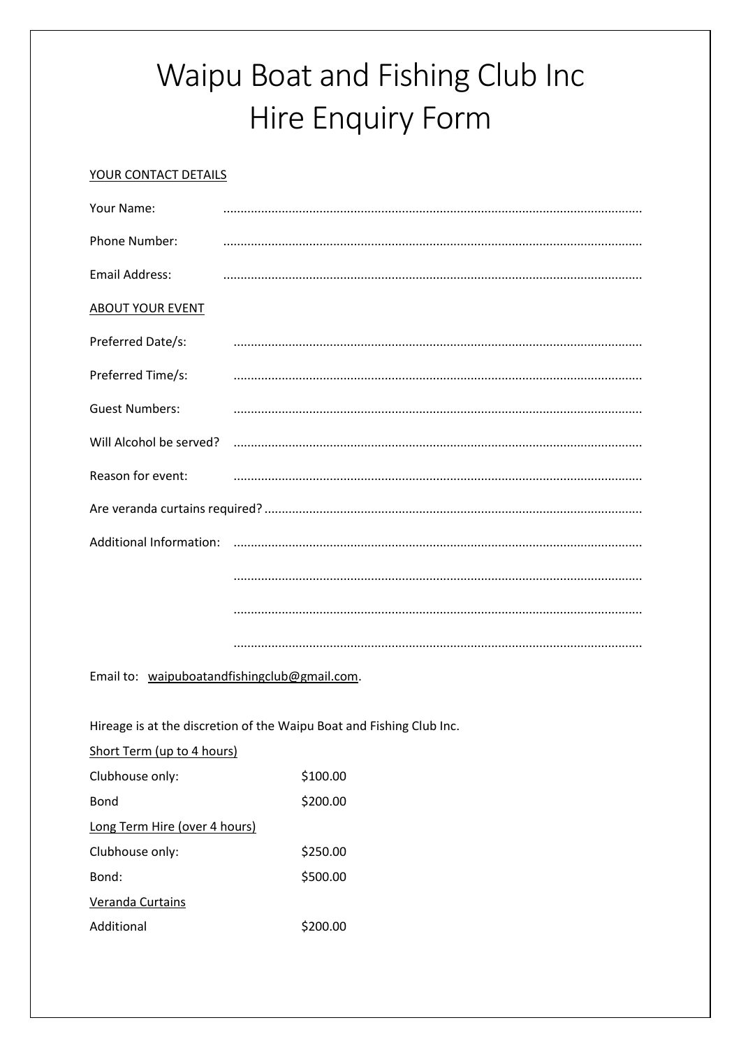# Waipu Boat and Fishing Club Inc
# Hire Enquiry Form

YOUR CONTACT DETAILS

Your Name: ........................................................................................................................

Phone Number: ........................................................................................................................

Email Address: ........................................................................................................................

ABOUT YOUR EVENT

Preferred Date/s: ....................................................................................................................

Preferred Time/s: ....................................................................................................................

Guest Numbers: ....................................................................................................................

Will Alcohol be served? ....................................................................................................................

Reason for event: ....................................................................................................................

Are veranda curtains required? ............................................................................................................

Additional Information: ....................................................................................................................

....................................................................................................................

....................................................................................................................

....................................................................................................................

Email to: waipuboatandfishingclub@gmail.com.

Hireage is at the discretion of the Waipu Boat and Fishing Club Inc.

Short Term (up to 4 hours)

| | |
|---|---|
| Clubhouse only: | $100.00 |
| Bond | $200.00 |

Long Term Hire (over 4 hours)

| | |
|---|---|
| Clubhouse only: | $250.00 |
| Bond: | $500.00 |

Veranda Curtains

| | |
|---|---|
| Additional | $200.00 |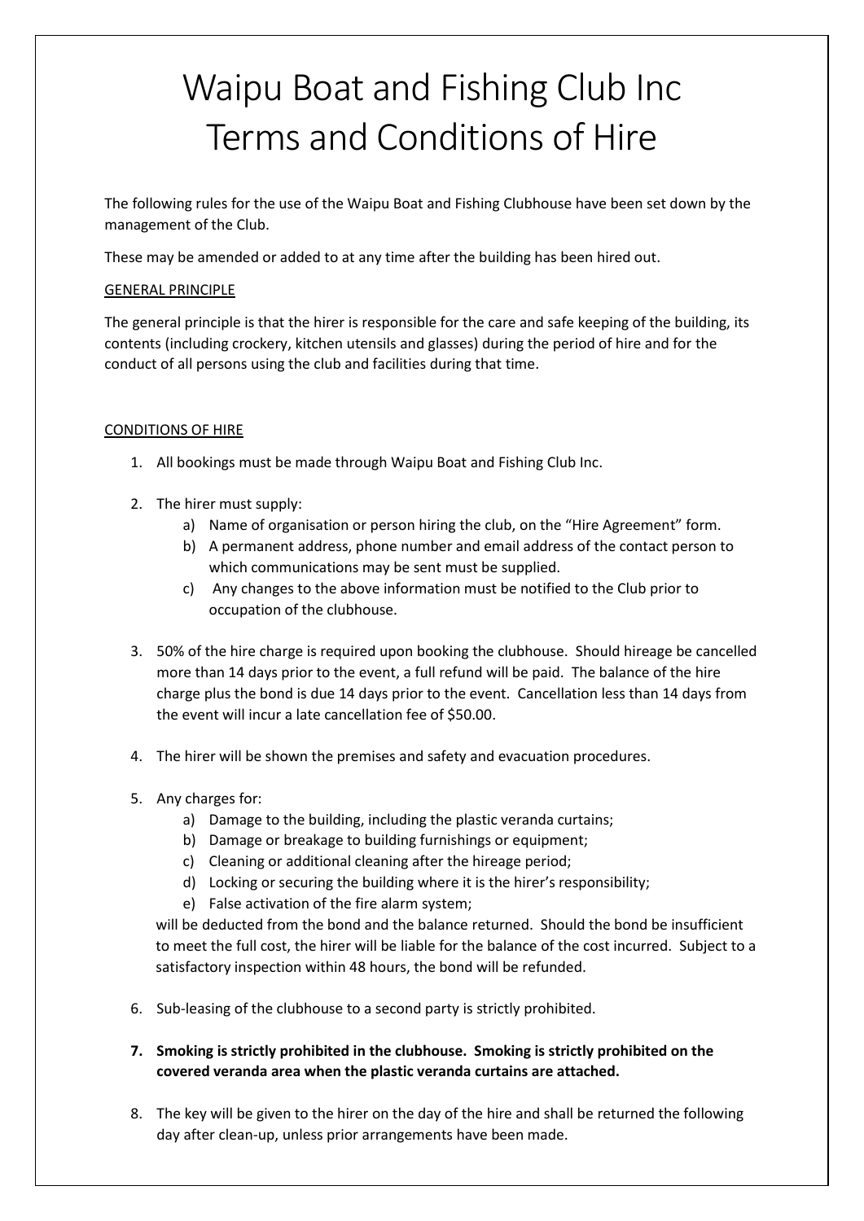# Waipu Boat and Fishing Club Inc
# Terms and Conditions of Hire

The following rules for the use of the Waipu Boat and Fishing Clubhouse have been set down by the management of the Club.

These may be amended or added to at any time after the building has been hired out.

## GENERAL PRINCIPLE

The general principle is that the hirer is responsible for the care and safe keeping of the building, its contents (including crockery, kitchen utensils and glasses) during the period of hire and for the conduct of all persons using the club and facilities during that time.

## CONDITIONS OF HIRE

1. All bookings must be made through Waipu Boat and Fishing Club Inc.

2. The hirer must supply:
   a) Name of organisation or person hiring the club, on the "Hire Agreement" form.
   b) A permanent address, phone number and email address of the contact person to which communications may be sent must be supplied.
   c) Any changes to the above information must be notified to the Club prior to occupation of the clubhouse.

3. 50% of the hire charge is required upon booking the clubhouse. Should hireage be cancelled more than 14 days prior to the event, a full refund will be paid. The balance of the hire charge plus the bond is due 14 days prior to the event. Cancellation less than 14 days from the event will incur a late cancellation fee of $50.00.

4. The hirer will be shown the premises and safety and evacuation procedures.

5. Any charges for:
   a) Damage to the building, including the plastic veranda curtains;
   b) Damage or breakage to building furnishings or equipment;
   c) Cleaning or additional cleaning after the hireage period;
   d) Locking or securing the building where it is the hirer's responsibility;
   e) False activation of the fire alarm system;

   will be deducted from the bond and the balance returned. Should the bond be insufficient to meet the full cost, the hirer will be liable for the balance of the cost incurred. Subject to a satisfactory inspection within 48 hours, the bond will be refunded.

6. Sub-leasing of the clubhouse to a second party is strictly prohibited.

7. **Smoking is strictly prohibited in the clubhouse. Smoking is strictly prohibited on the covered veranda area when the plastic veranda curtains are attached.**

8. The key will be given to the hirer on the day of the hire and shall be returned the following day after clean-up, unless prior arrangements have been made.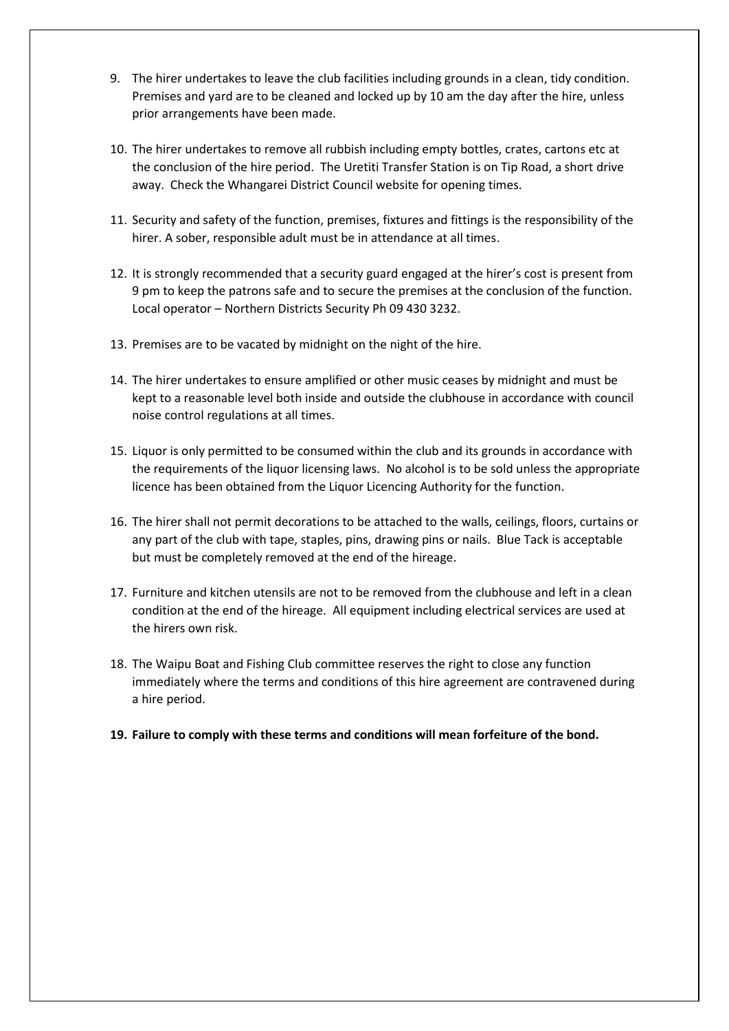9. The hirer undertakes to leave the club facilities including grounds in a clean, tidy condition. Premises and yard are to be cleaned and locked up by 10 am the day after the hire, unless prior arrangements have been made.

10. The hirer undertakes to remove all rubbish including empty bottles, crates, cartons etc at the conclusion of the hire period. The Uretiti Transfer Station is on Tip Road, a short drive away. Check the Whangarei District Council website for opening times.

11. Security and safety of the function, premises, fixtures and fittings is the responsibility of the hirer. A sober, responsible adult must be in attendance at all times.

12. It is strongly recommended that a security guard engaged at the hirer's cost is present from 9 pm to keep the patrons safe and to secure the premises at the conclusion of the function. Local operator – Northern Districts Security Ph 09 430 3232.

13. Premises are to be vacated by midnight on the night of the hire.

14. The hirer undertakes to ensure amplified or other music ceases by midnight and must be kept to a reasonable level both inside and outside the clubhouse in accordance with council noise control regulations at all times.

15. Liquor is only permitted to be consumed within the club and its grounds in accordance with the requirements of the liquor licensing laws. No alcohol is to be sold unless the appropriate licence has been obtained from the Liquor Licencing Authority for the function.

16. The hirer shall not permit decorations to be attached to the walls, ceilings, floors, curtains or any part of the club with tape, staples, pins, drawing pins or nails. Blue Tack is acceptable but must be completely removed at the end of the hireage.

17. Furniture and kitchen utensils are not to be removed from the clubhouse and left in a clean condition at the end of the hireage. All equipment including electrical services are used at the hirers own risk.

18. The Waipu Boat and Fishing Club committee reserves the right to close any function immediately where the terms and conditions of this hire agreement are contravened during a hire period.

19. **Failure to comply with these terms and conditions will mean forfeiture of the bond.**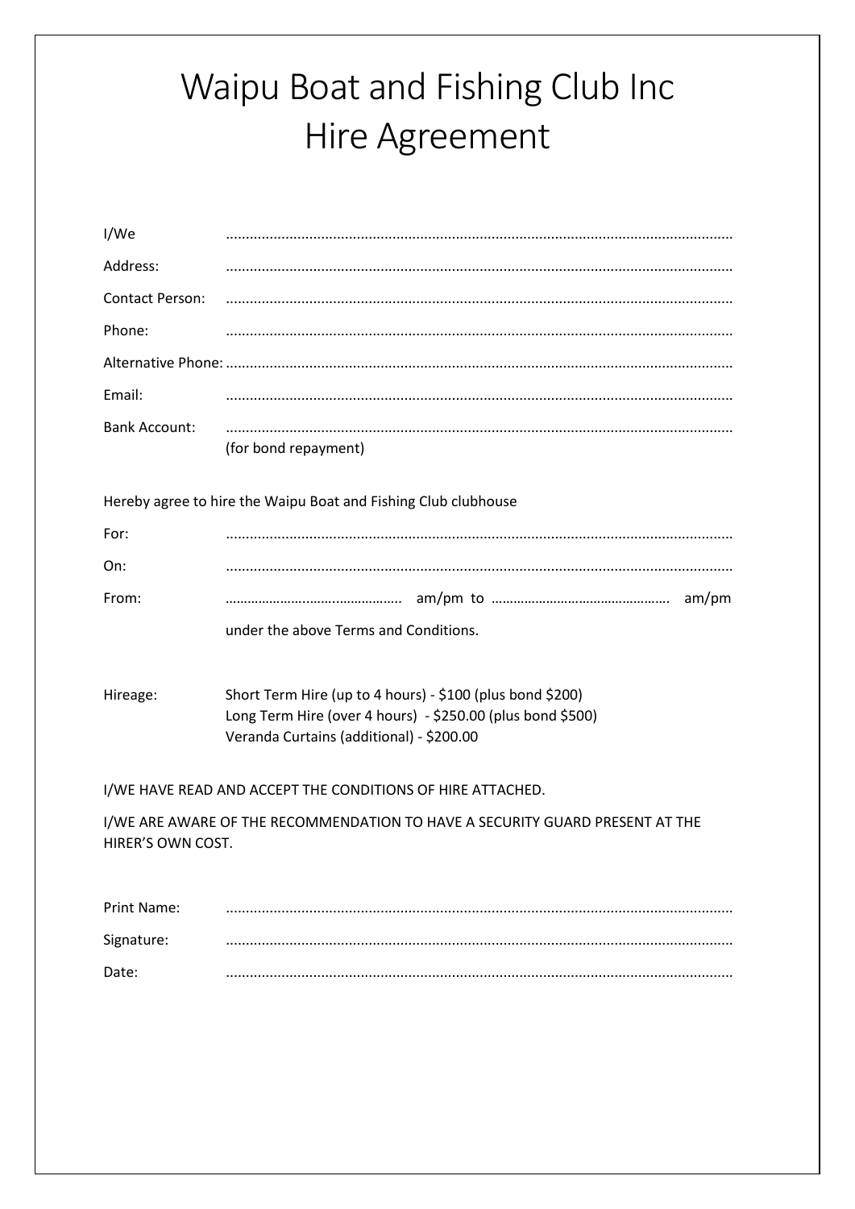# Waipu Boat and Fishing Club Inc
# Hire Agreement

I/We ...............................................................................................................................

Address: ...............................................................................................................................

Contact Person: ...............................................................................................................................

Phone: ...............................................................................................................................

Alternative Phone: ...............................................................................................................................

Email: ...............................................................................................................................

Bank Account: ...............................................................................................................................
(for bond repayment)

Hereby agree to hire the Waipu Boat and Fishing Club clubhouse

For: ...............................................................................................................................

On: ...............................................................................................................................

From: .............................................. am/pm to ............................................... am/pm

under the above Terms and Conditions.

Hireage:
Short Term Hire (up to 4 hours) - $100 (plus bond $200)
Long Term Hire (over 4 hours) - $250.00 (plus bond $500)
Veranda Curtains (additional) - $200.00

I/WE HAVE READ AND ACCEPT THE CONDITIONS OF HIRE ATTACHED.

I/WE ARE AWARE OF THE RECOMMENDATION TO HAVE A SECURITY GUARD PRESENT AT THE HIRER'S OWN COST.

Print Name: ...............................................................................................................................

Signature: ...............................................................................................................................

Date: ...............................................................................................................................